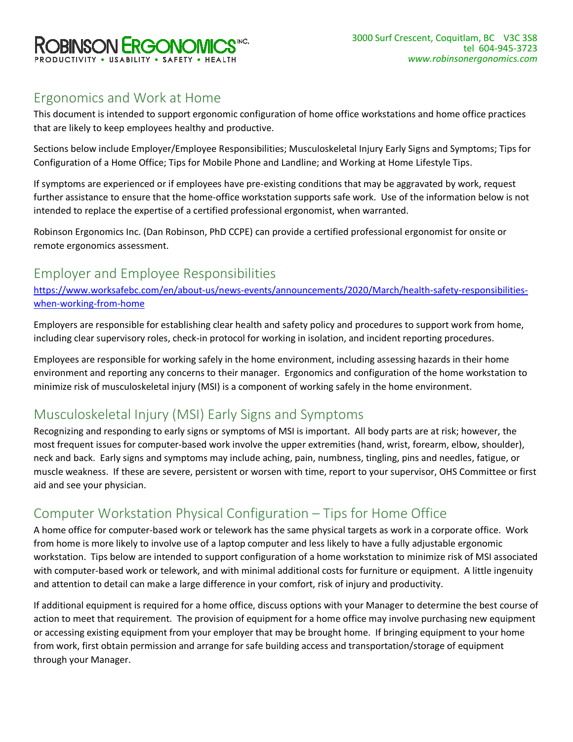ROBINSON ERGONOMICS INC.
PRODUCTIVITY • USABILITY • SAFETY • HEALTH

3000 Surf Crescent, Coquitlam, BC V3C 3S8
tel 604-945-3723
*www.robinsonergonomics.com*

## Ergonomics and Work at Home

This document is intended to support ergonomic configuration of home office workstations and home office practices that are likely to keep employees healthy and productive.

Sections below include Employer/Employee Responsibilities; Musculoskeletal Injury Early Signs and Symptoms; Tips for Configuration of a Home Office; Tips for Mobile Phone and Landline; and Working at Home Lifestyle Tips.

If symptoms are experienced or if employees have pre-existing conditions that may be aggravated by work, request further assistance to ensure that the home-office workstation supports safe work. Use of the information below is not intended to replace the expertise of a certified professional ergonomist, when warranted.

Robinson Ergonomics Inc. (Dan Robinson, PhD CCPE) can provide a certified professional ergonomist for onsite or remote ergonomics assessment.

## Employer and Employee Responsibilities

https://www.worksafebc.com/en/about-us/news-events/announcements/2020/March/health-safety-responsibilities-when-working-from-home

Employers are responsible for establishing clear health and safety policy and procedures to support work from home, including clear supervisory roles, check-in protocol for working in isolation, and incident reporting procedures.

Employees are responsible for working safely in the home environment, including assessing hazards in their home environment and reporting any concerns to their manager. Ergonomics and configuration of the home workstation to minimize risk of musculoskeletal injury (MSI) is a component of working safely in the home environment.

## Musculoskeletal Injury (MSI) Early Signs and Symptoms

Recognizing and responding to early signs or symptoms of MSI is important. All body parts are at risk; however, the most frequent issues for computer-based work involve the upper extremities (hand, wrist, forearm, elbow, shoulder), neck and back. Early signs and symptoms may include aching, pain, numbness, tingling, pins and needles, fatigue, or muscle weakness. If these are severe, persistent or worsen with time, report to your supervisor, OHS Committee or first aid and see your physician.

## Computer Workstation Physical Configuration – Tips for Home Office

A home office for computer-based work or telework has the same physical targets as work in a corporate office. Work from home is more likely to involve use of a laptop computer and less likely to have a fully adjustable ergonomic workstation. Tips below are intended to support configuration of a home workstation to minimize risk of MSI associated with computer-based work or telework, and with minimal additional costs for furniture or equipment. A little ingenuity and attention to detail can make a large difference in your comfort, risk of injury and productivity.

If additional equipment is required for a home office, discuss options with your Manager to determine the best course of action to meet that requirement. The provision of equipment for a home office may involve purchasing new equipment or accessing existing equipment from your employer that may be brought home. If bringing equipment to your home from work, first obtain permission and arrange for safe building access and transportation/storage of equipment through your Manager.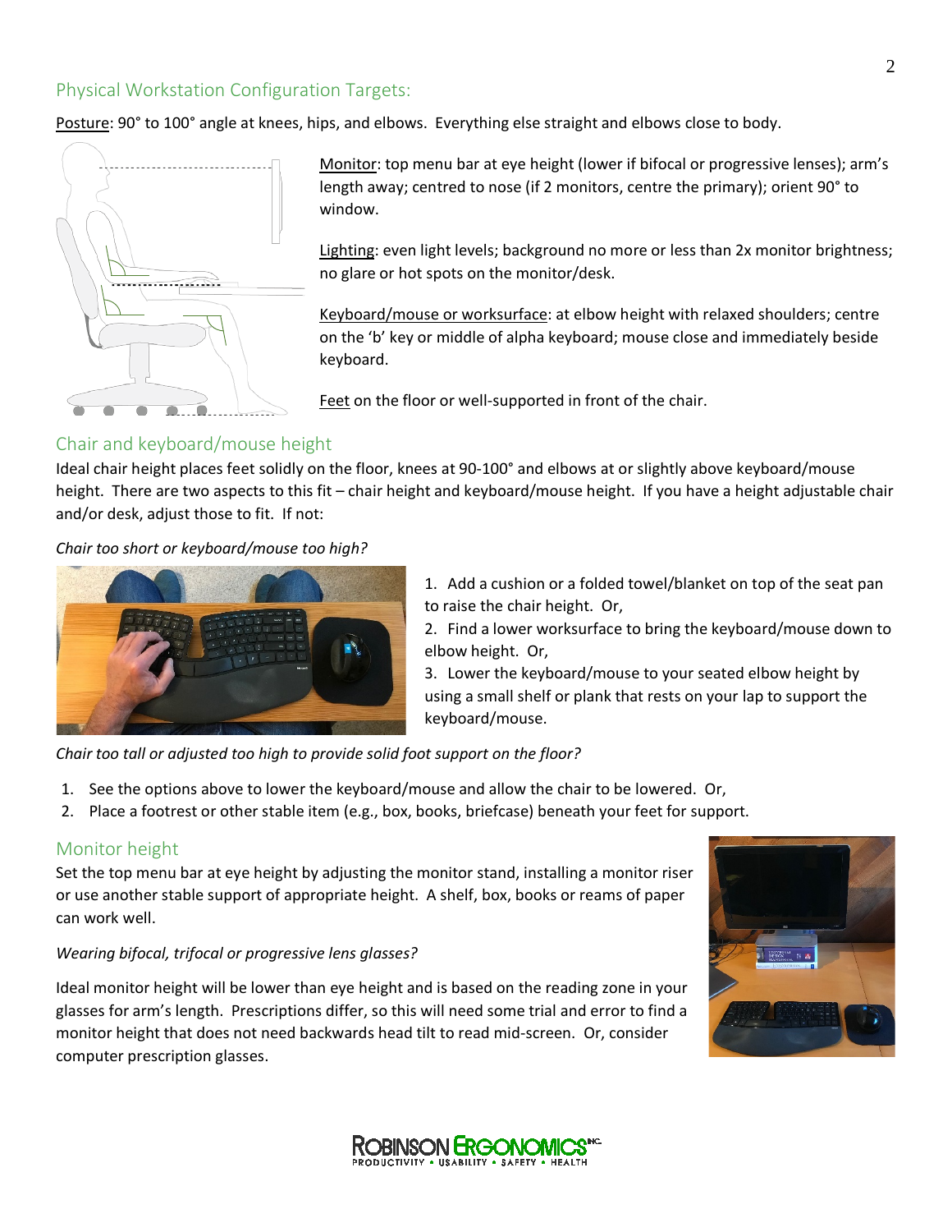## Physical Workstation Configuration Targets:

Posture: 90° to 100° angle at knees, hips, and elbows. Everything else straight and elbows close to body.

Monitor: top menu bar at eye height (lower if bifocal or progressive lenses); arm's length away; centred to nose (if 2 monitors, centre the primary); orient 90° to window.

Lighting: even light levels; background no more or less than 2x monitor brightness; no glare or hot spots on the monitor/desk.

Keyboard/mouse or worksurface: at elbow height with relaxed shoulders; centre on the 'b' key or middle of alpha keyboard; mouse close and immediately beside keyboard.

Feet on the floor or well-supported in front of the chair.

## Chair and keyboard/mouse height

Ideal chair height places feet solidly on the floor, knees at 90-100° and elbows at or slightly above keyboard/mouse height. There are two aspects to this fit – chair height and keyboard/mouse height. If you have a height adjustable chair and/or desk, adjust those to fit. If not:

*Chair too short or keyboard/mouse too high?*

1. Add a cushion or a folded towel/blanket on top of the seat pan to raise the chair height. Or,
2. Find a lower worksurface to bring the keyboard/mouse down to elbow height. Or,
3. Lower the keyboard/mouse to your seated elbow height by using a small shelf or plank that rests on your lap to support the keyboard/mouse.

*Chair too tall or adjusted too high to provide solid foot support on the floor?*

1. See the options above to lower the keyboard/mouse and allow the chair to be lowered. Or,
2. Place a footrest or other stable item (e.g., box, books, briefcase) beneath your feet for support.

## Monitor height

Set the top menu bar at eye height by adjusting the monitor stand, installing a monitor riser or use another stable support of appropriate height. A shelf, box, books or reams of paper can work well.

*Wearing bifocal, trifocal or progressive lens glasses?*

Ideal monitor height will be lower than eye height and is based on the reading zone in your glasses for arm's length. Prescriptions differ, so this will need some trial and error to find a monitor height that does not need backwards head tilt to read mid-screen. Or, consider computer prescription glasses.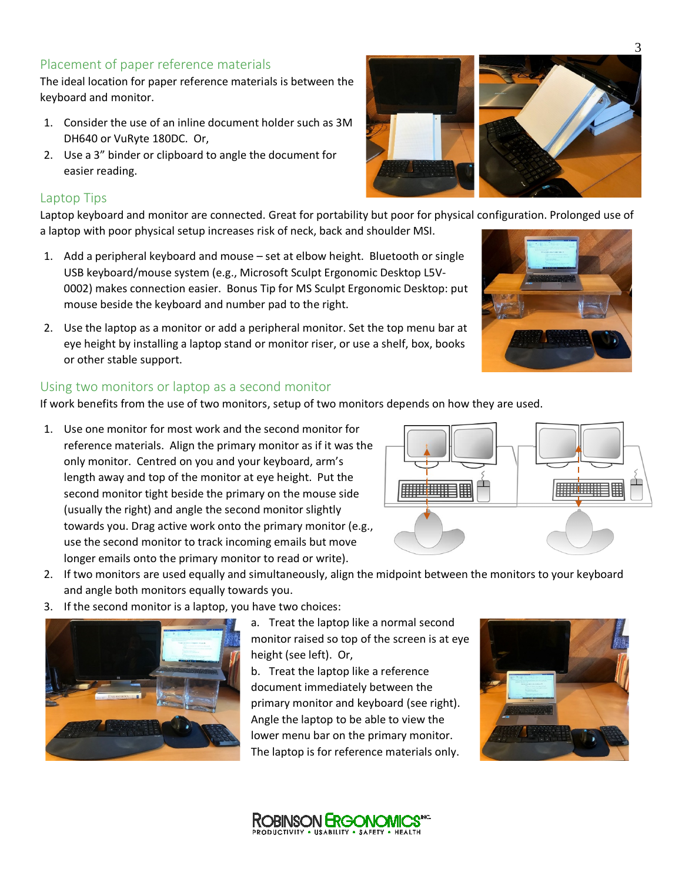## Placement of paper reference materials

The ideal location for paper reference materials is between the keyboard and monitor.

1. Consider the use of an inline document holder such as 3M DH640 or VuRyte 180DC. Or,
2. Use a 3" binder or clipboard to angle the document for easier reading.

## Laptop Tips

Laptop keyboard and monitor are connected. Great for portability but poor for physical configuration. Prolonged use of a laptop with poor physical setup increases risk of neck, back and shoulder MSI.

1. Add a peripheral keyboard and mouse – set at elbow height. Bluetooth or single USB keyboard/mouse system (e.g., Microsoft Sculpt Ergonomic Desktop L5V-0002) makes connection easier. Bonus Tip for MS Sculpt Ergonomic Desktop: put mouse beside the keyboard and number pad to the right.
2. Use the laptop as a monitor or add a peripheral monitor. Set the top menu bar at eye height by installing a laptop stand or monitor riser, or use a shelf, box, books or other stable support.

## Using two monitors or laptop as a second monitor

If work benefits from the use of two monitors, setup of two monitors depends on how they are used.

1. Use one monitor for most work and the second monitor for reference materials. Align the primary monitor as if it was the only monitor. Centred on you and your keyboard, arm's length away and top of the monitor at eye height. Put the second monitor tight beside the primary on the mouse side (usually the right) and angle the second monitor slightly towards you. Drag active work onto the primary monitor (e.g., use the second monitor to track incoming emails but move longer emails onto the primary monitor to read or write).
2. If two monitors are used equally and simultaneously, align the midpoint between the monitors to your keyboard and angle both monitors equally towards you.
3. If the second monitor is a laptop, you have two choices:

   a. Treat the laptop like a normal second monitor raised so top of the screen is at eye height (see left). Or,

   b. Treat the laptop like a reference document immediately between the primary monitor and keyboard (see right). Angle the laptop to be able to view the lower menu bar on the primary monitor. The laptop is for reference materials only.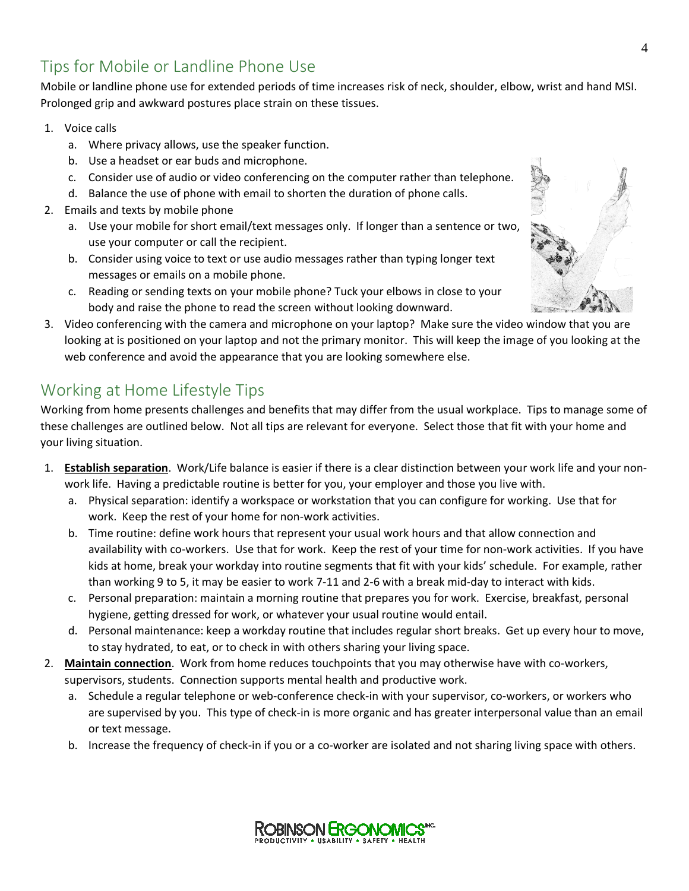## Tips for Mobile or Landline Phone Use

Mobile or landline phone use for extended periods of time increases risk of neck, shoulder, elbow, wrist and hand MSI. Prolonged grip and awkward postures place strain on these tissues.

1. Voice calls
   a. Where privacy allows, use the speaker function.
   b. Use a headset or ear buds and microphone.
   c. Consider use of audio or video conferencing on the computer rather than telephone.
   d. Balance the use of phone with email to shorten the duration of phone calls.
2. Emails and texts by mobile phone
   a. Use your mobile for short email/text messages only. If longer than a sentence or two, use your computer or call the recipient.
   b. Consider using voice to text or use audio messages rather than typing longer text messages or emails on a mobile phone.
   c. Reading or sending texts on your mobile phone? Tuck your elbows in close to your body and raise the phone to read the screen without looking downward.
3. Video conferencing with the camera and microphone on your laptop? Make sure the video window that you are looking at is positioned on your laptop and not the primary monitor. This will keep the image of you looking at the web conference and avoid the appearance that you are looking somewhere else.

## Working at Home Lifestyle Tips

Working from home presents challenges and benefits that may differ from the usual workplace. Tips to manage some of these challenges are outlined below. Not all tips are relevant for everyone. Select those that fit with your home and your living situation.

1. **Establish separation**. Work/Life balance is easier if there is a clear distinction between your work life and your non-work life. Having a predictable routine is better for you, your employer and those you live with.
   a. Physical separation: identify a workspace or workstation that you can configure for working. Use that for work. Keep the rest of your home for non-work activities.
   b. Time routine: define work hours that represent your usual work hours and that allow connection and availability with co-workers. Use that for work. Keep the rest of your time for non-work activities. If you have kids at home, break your workday into routine segments that fit with your kids' schedule. For example, rather than working 9 to 5, it may be easier to work 7-11 and 2-6 with a break mid-day to interact with kids.
   c. Personal preparation: maintain a morning routine that prepares you for work. Exercise, breakfast, personal hygiene, getting dressed for work, or whatever your usual routine would entail.
   d. Personal maintenance: keep a workday routine that includes regular short breaks. Get up every hour to move, to stay hydrated, to eat, or to check in with others sharing your living space.
2. **Maintain connection**. Work from home reduces touchpoints that you may otherwise have with co-workers, supervisors, students. Connection supports mental health and productive work.
   a. Schedule a regular telephone or web-conference check-in with your supervisor, co-workers, or workers who are supervised by you. This type of check-in is more organic and has greater interpersonal value than an email or text message.
   b. Increase the frequency of check-in if you or a co-worker are isolated and not sharing living space with others.